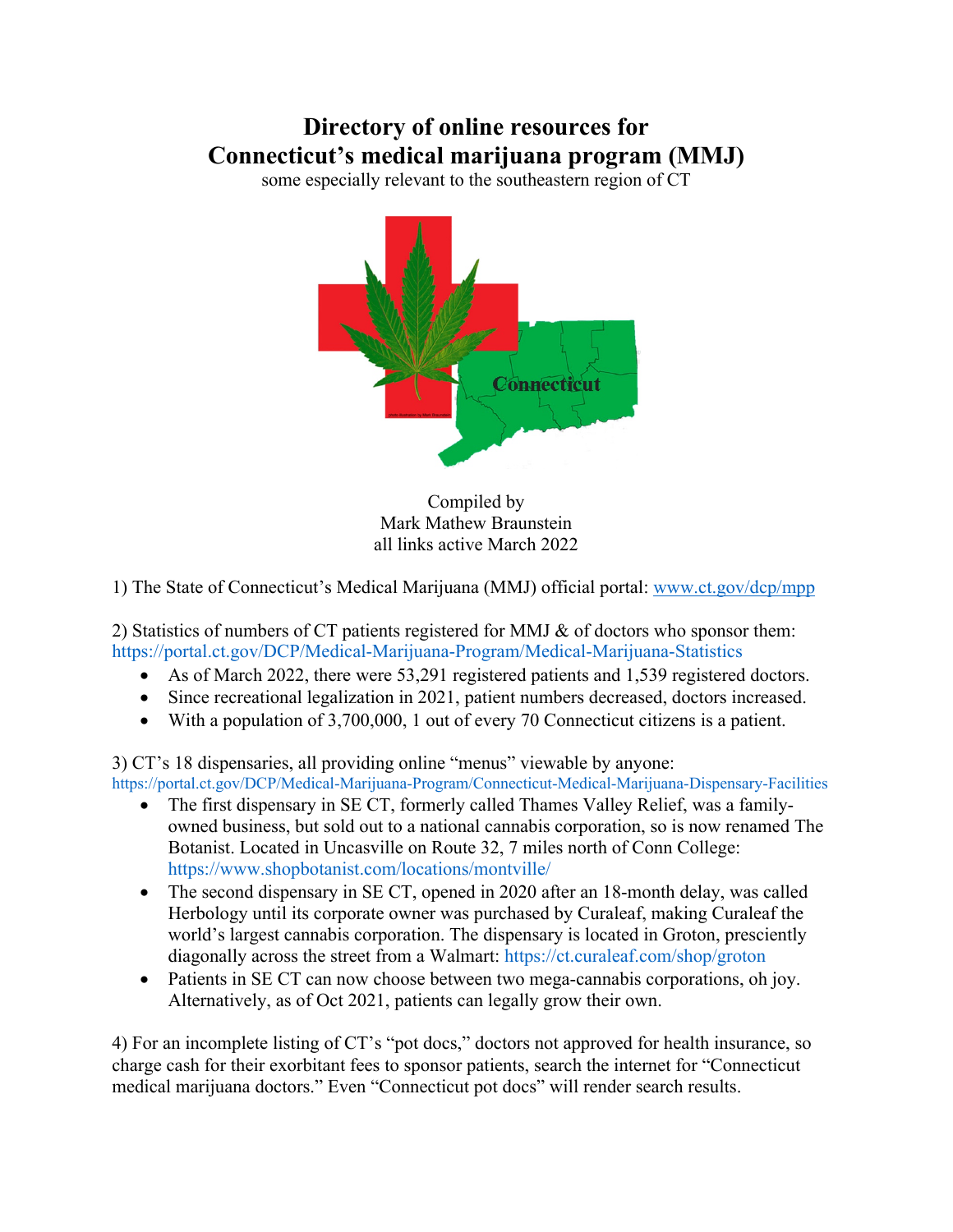# Directory of online resources for Connecticut's medical marijuana program (MMJ)

some especially relevant to the southeastern region of CT

Compiled by
Mark Mathew Braunstein
all links active March 2022

1) The State of Connecticut's Medical Marijuana (MMJ) official portal: [www.ct.gov/dcp/mpp](www.ct.gov/dcp/mpp)

2) Statistics of numbers of CT patients registered for MMJ & of doctors who sponsor them:
https://portal.ct.gov/DCP/Medical-Marijuana-Program/Medical-Marijuana-Statistics

- As of March 2022, there were 53,291 registered patients and 1,539 registered doctors.
- Since recreational legalization in 2021, patient numbers decreased, doctors increased.
- With a population of 3,700,000, 1 out of every 70 Connecticut citizens is a patient.

3) CT's 18 dispensaries, all providing online "menus" viewable by anyone:
https://portal.ct.gov/DCP/Medical-Marijuana-Program/Connecticut-Medical-Marijuana-Dispensary-Facilities

- The first dispensary in SE CT, formerly called Thames Valley Relief, was a family-owned business, but sold out to a national cannabis corporation, so is now renamed The Botanist. Located in Uncasville on Route 32, 7 miles north of Conn College: https://www.shopbotanist.com/locations/montville/
- The second dispensary in SE CT, opened in 2020 after an 18-month delay, was called Herbology until its corporate owner was purchased by Curaleaf, making Curaleaf the world's largest cannabis corporation. The dispensary is located in Groton, presciently diagonally across the street from a Walmart: https://ct.curaleaf.com/shop/groton
- Patients in SE CT can now choose between two mega-cannabis corporations, oh joy. Alternatively, as of Oct 2021, patients can legally grow their own.

4) For an incomplete listing of CT's "pot docs," doctors not approved for health insurance, so charge cash for their exorbitant fees to sponsor patients, search the internet for "Connecticut medical marijuana doctors." Even "Connecticut pot docs" will render search results.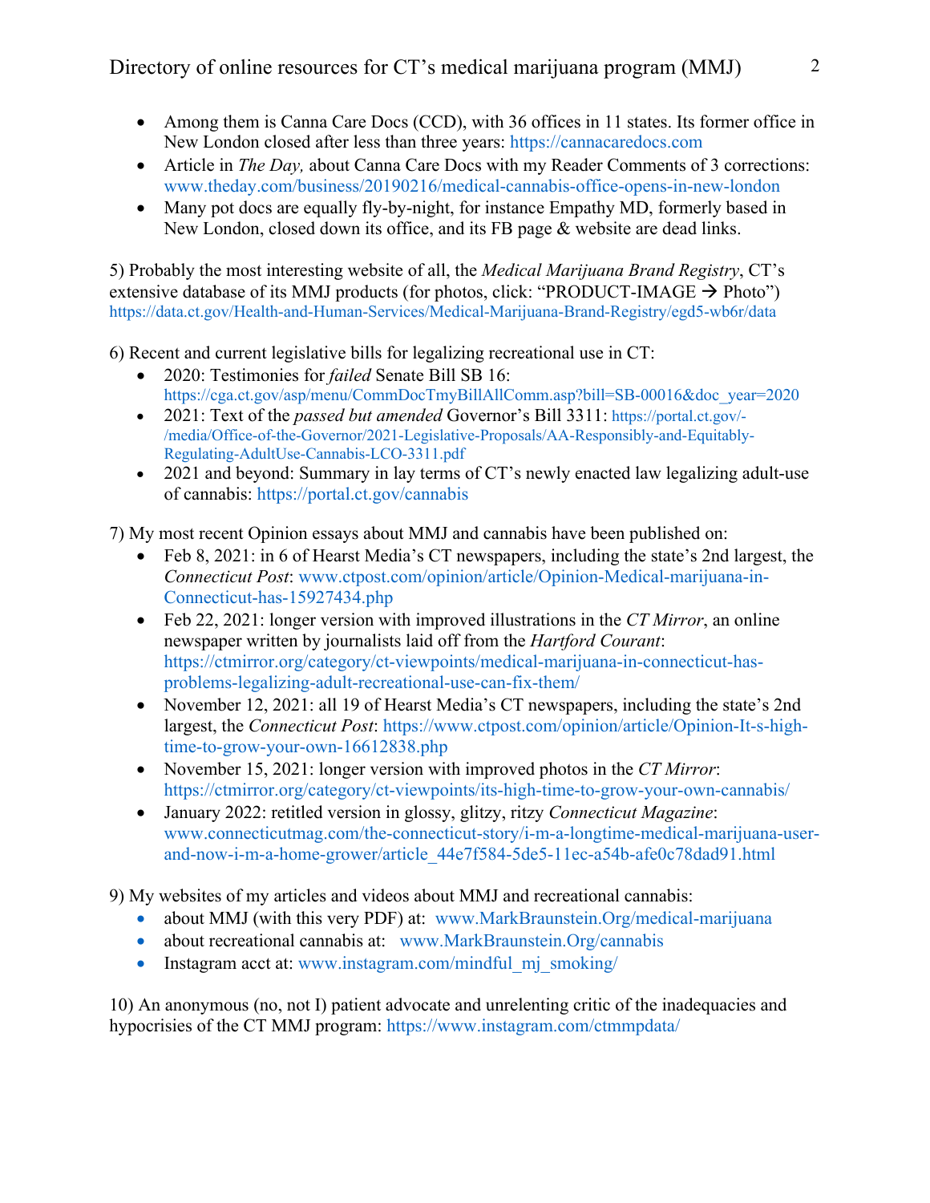- Among them is Canna Care Docs (CCD), with 36 offices in 11 states. Its former office in New London closed after less than three years: https://cannacaredocs.com
- Article in *The Day,* about Canna Care Docs with my Reader Comments of 3 corrections: www.theday.com/business/20190216/medical-cannabis-office-opens-in-new-london
- Many pot docs are equally fly-by-night, for instance Empathy MD, formerly based in New London, closed down its office, and its FB page & website are dead links.

5) Probably the most interesting website of all, the *Medical Marijuana Brand Registry*, CT's extensive database of its MMJ products (for photos, click: "PRODUCT-IMAGE → Photo") https://data.ct.gov/Health-and-Human-Services/Medical-Marijuana-Brand-Registry/egd5-wb6r/data

6) Recent and current legislative bills for legalizing recreational use in CT:

- 2020: Testimonies for *failed* Senate Bill SB 16: https://cga.ct.gov/asp/menu/CommDocTmyBillAllComm.asp?bill=SB-00016&doc_year=2020
- 2021: Text of the *passed but amended* Governor's Bill 3311: https://portal.ct.gov/-/media/Office-of-the-Governor/2021-Legislative-Proposals/AA-Responsibly-and-Equitably-Regulating-AdultUse-Cannabis-LCO-3311.pdf
- 2021 and beyond: Summary in lay terms of CT's newly enacted law legalizing adult-use of cannabis: https://portal.ct.gov/cannabis

7) My most recent Opinion essays about MMJ and cannabis have been published on:

- Feb 8, 2021: in 6 of Hearst Media's CT newspapers, including the state's 2nd largest, the *Connecticut Post*: www.ctpost.com/opinion/article/Opinion-Medical-marijuana-in-Connecticut-has-15927434.php
- Feb 22, 2021: longer version with improved illustrations in the *CT Mirror*, an online newspaper written by journalists laid off from the *Hartford Courant*: https://ctmirror.org/category/ct-viewpoints/medical-marijuana-in-connecticut-has-problems-legalizing-adult-recreational-use-can-fix-them/
- November 12, 2021: all 19 of Hearst Media's CT newspapers, including the state's 2nd largest, the *Connecticut Post*: https://www.ctpost.com/opinion/article/Opinion-It-s-high-time-to-grow-your-own-16612838.php
- November 15, 2021: longer version with improved photos in the *CT Mirror*: https://ctmirror.org/category/ct-viewpoints/its-high-time-to-grow-your-own-cannabis/
- January 2022: retitled version in glossy, glitzy, ritzy *Connecticut Magazine*: www.connecticutmag.com/the-connecticut-story/i-m-a-longtime-medical-marijuana-user-and-now-i-m-a-home-grower/article_44e7f584-5de5-11ec-a54b-afe0c78dad91.html

9) My websites of my articles and videos about MMJ and recreational cannabis:

- about MMJ (with this very PDF) at: www.MarkBraunstein.Org/medical-marijuana
- about recreational cannabis at: www.MarkBraunstein.Org/cannabis
- Instagram acct at: www.instagram.com/mindful_mj_smoking/

10) An anonymous (no, not I) patient advocate and unrelenting critic of the inadequacies and hypocrisies of the CT MMJ program: https://www.instagram.com/ctmmpdata/